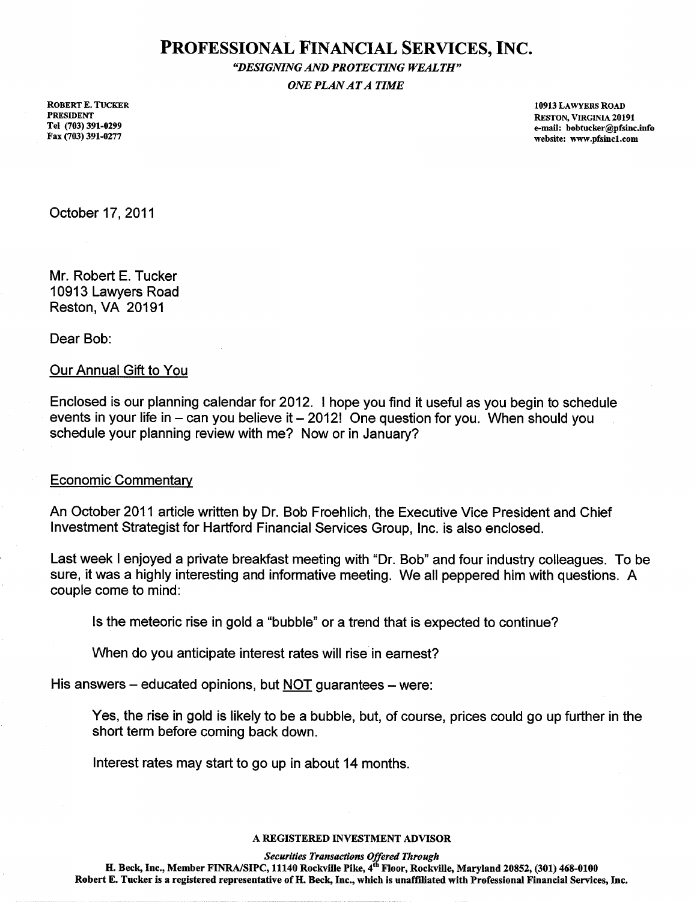# PROFESSIONAL FINANCIAL SERVICES, INC.

*"DESIGNING AND PROTECTING WEALTH"*

*ONE PLAN AT A TIME*

ROBERT E. TUCKER
PRESIDENT
Tel (703) 391-0299
Fax (703) 391-0277

10913 LAWYERS ROAD
RESTON, VIRGINIA 20191
e-mail: bobtucker@pfsinc.info
website: www.pfsinc1.com

October 17, 2011

Mr. Robert E. Tucker
10913 Lawyers Road
Reston, VA 20191

Dear Bob:

Our Annual Gift to You

Enclosed is our planning calendar for 2012. I hope you find it useful as you begin to schedule events in your life in – can you believe it – 2012! One question for you. When should you schedule your planning review with me? Now or in January?

Economic Commentary

An October 2011 article written by Dr. Bob Froehlich, the Executive Vice President and Chief Investment Strategist for Hartford Financial Services Group, Inc. is also enclosed.

Last week I enjoyed a private breakfast meeting with "Dr. Bob" and four industry colleagues. To be sure, it was a highly interesting and informative meeting. We all peppered him with questions. A couple come to mind:

> Is the meteoric rise in gold a "bubble" or a trend that is expected to continue?
>
> When do you anticipate interest rates will rise in earnest?

His answers – educated opinions, but NOT guarantees – were:

> Yes, the rise in gold is likely to be a bubble, but, of course, prices could go up further in the short term before coming back down.
>
> Interest rates may start to go up in about 14 months.

A REGISTERED INVESTMENT ADVISOR

*Securities Transactions Offered Through*

H. Beck, Inc., Member FINRA/SIPC, 11140 Rockville Pike, 4th Floor, Rockville, Maryland 20852, (301) 468-0100
Robert E. Tucker is a registered representative of H. Beck, Inc., which is unaffiliated with Professional Financial Services, Inc.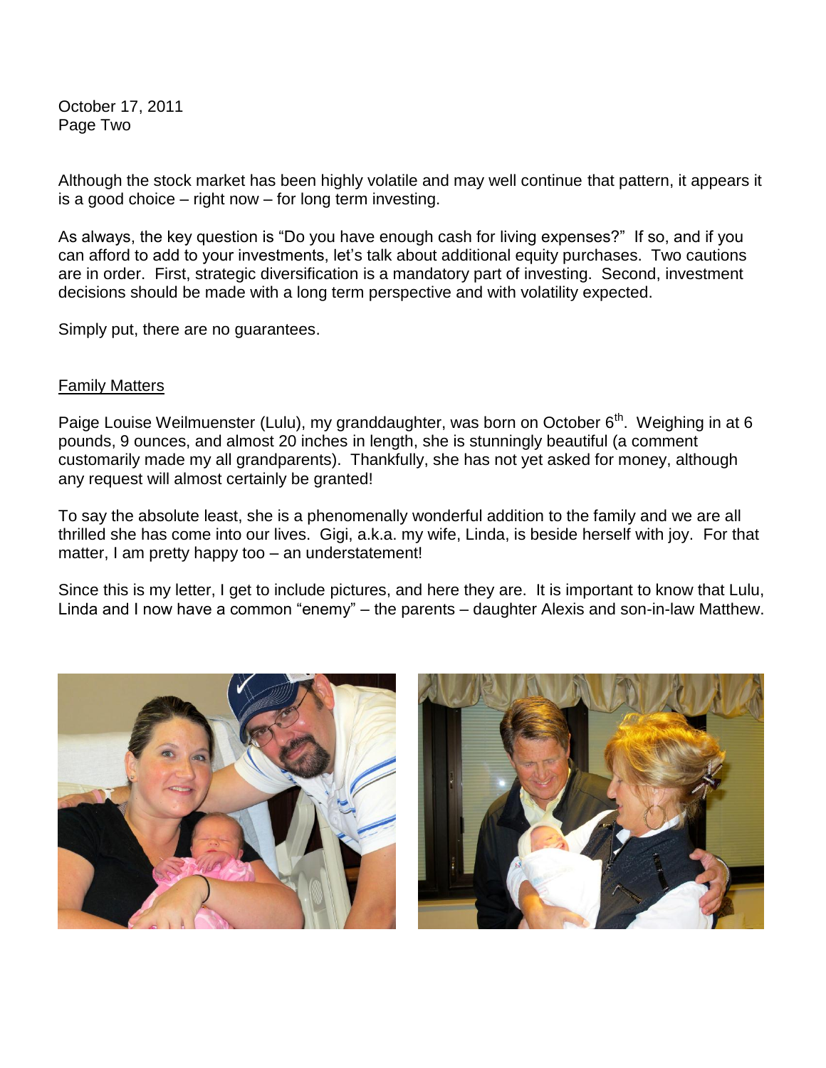October 17, 2011
Page Two

Although the stock market has been highly volatile and may well continue that pattern, it appears it is a good choice – right now – for long term investing.

As always, the key question is "Do you have enough cash for living expenses?" If so, and if you can afford to add to your investments, let's talk about additional equity purchases. Two cautions are in order. First, strategic diversification is a mandatory part of investing. Second, investment decisions should be made with a long term perspective and with volatility expected.

Simply put, there are no guarantees.

## Family Matters

Paige Louise Weilmuenster (Lulu), my granddaughter, was born on October 6th. Weighing in at 6 pounds, 9 ounces, and almost 20 inches in length, she is stunningly beautiful (a comment customarily made my all grandparents). Thankfully, she has not yet asked for money, although any request will almost certainly be granted!

To say the absolute least, she is a phenomenally wonderful addition to the family and we are all thrilled she has come into our lives. Gigi, a.k.a. my wife, Linda, is beside herself with joy. For that matter, I am pretty happy too – an understatement!

Since this is my letter, I get to include pictures, and here they are. It is important to know that Lulu, Linda and I now have a common "enemy" – the parents – daughter Alexis and son-in-law Matthew.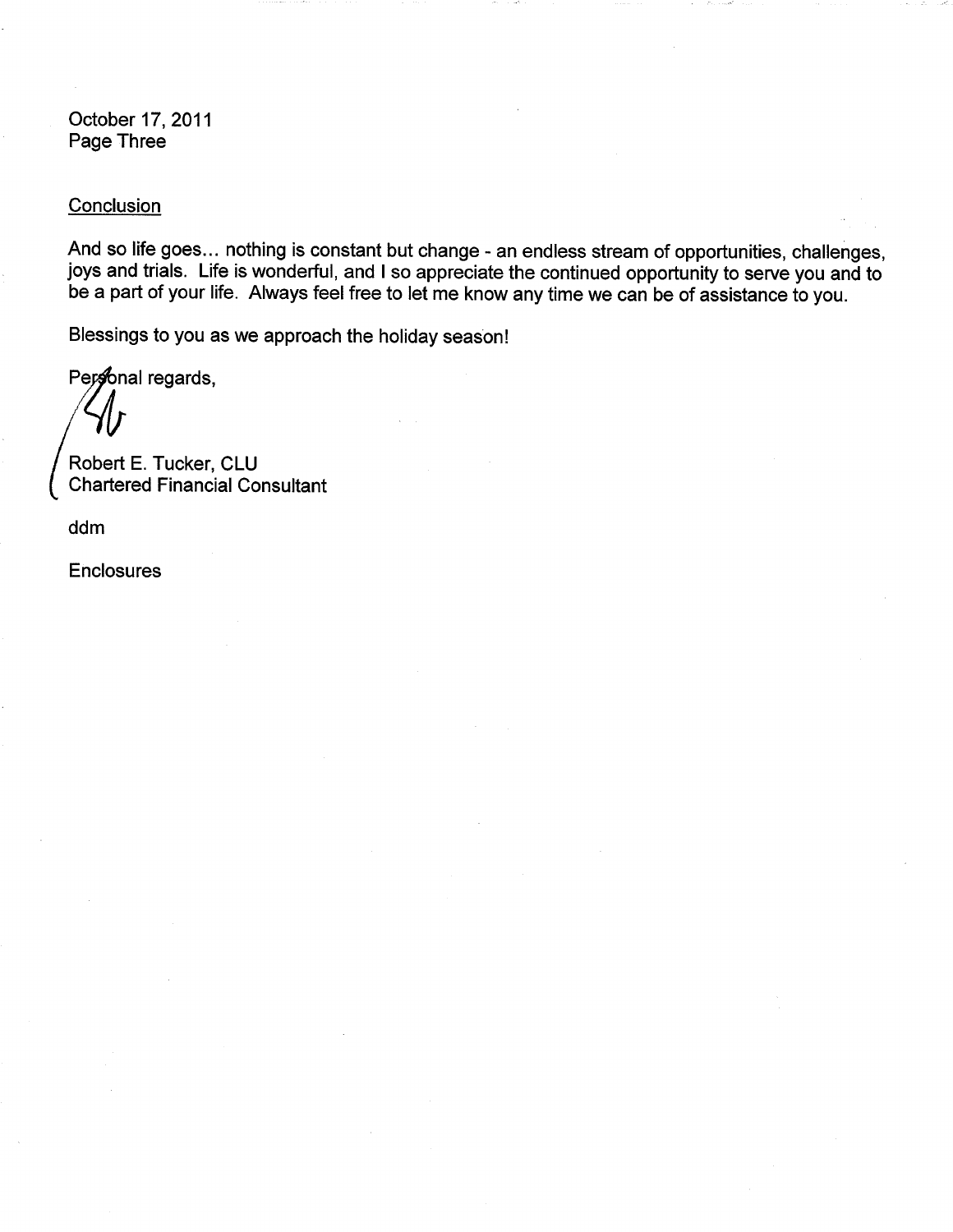October 17, 2011
Page Three

<u>Conclusion</u>

And so life goes... nothing is constant but change - an endless stream of opportunities, challenges, joys and trials. Life is wonderful, and I so appreciate the continued opportunity to serve you and to be a part of your life. Always feel free to let me know any time we can be of assistance to you.

Blessings to you as we approach the holiday season!

Personal regards,

Robert E. Tucker, CLU
Chartered Financial Consultant

ddm

Enclosures